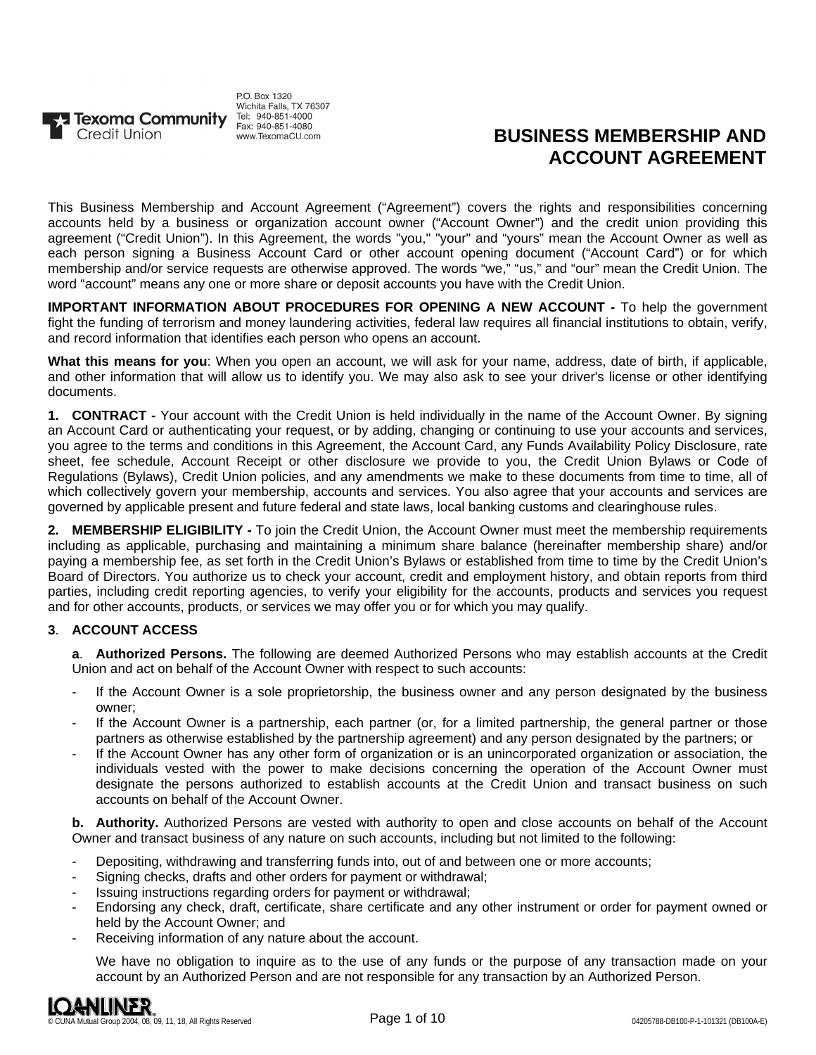Texoma Community Credit Union

P.O. Box 1320
Wichita Falls, TX 76307
Tel: 940-851-4000
Fax: 940-851-4080
www.TexomaCU.com

# BUSINESS MEMBERSHIP AND ACCOUNT AGREEMENT

This Business Membership and Account Agreement ("Agreement") covers the rights and responsibilities concerning accounts held by a business or organization account owner ("Account Owner") and the credit union providing this agreement ("Credit Union"). In this Agreement, the words "you," "your" and "yours" mean the Account Owner as well as each person signing a Business Account Card or other account opening document ("Account Card") or for which membership and/or service requests are otherwise approved. The words "we," "us," and "our" mean the Credit Union. The word "account" means any one or more share or deposit accounts you have with the Credit Union.

**IMPORTANT INFORMATION ABOUT PROCEDURES FOR OPENING A NEW ACCOUNT -** To help the government fight the funding of terrorism and money laundering activities, federal law requires all financial institutions to obtain, verify, and record information that identifies each person who opens an account.

**What this means for you**: When you open an account, we will ask for your name, address, date of birth, if applicable, and other information that will allow us to identify you. We may also ask to see your driver's license or other identifying documents.

**1. CONTRACT -** Your account with the Credit Union is held individually in the name of the Account Owner. By signing an Account Card or authenticating your request, or by adding, changing or continuing to use your accounts and services, you agree to the terms and conditions in this Agreement, the Account Card, any Funds Availability Policy Disclosure, rate sheet, fee schedule, Account Receipt or other disclosure we provide to you, the Credit Union Bylaws or Code of Regulations (Bylaws), Credit Union policies, and any amendments we make to these documents from time to time, all of which collectively govern your membership, accounts and services. You also agree that your accounts and services are governed by applicable present and future federal and state laws, local banking customs and clearinghouse rules.

**2. MEMBERSHIP ELIGIBILITY -** To join the Credit Union, the Account Owner must meet the membership requirements including as applicable, purchasing and maintaining a minimum share balance (hereinafter membership share) and/or paying a membership fee, as set forth in the Credit Union's Bylaws or established from time to time by the Credit Union's Board of Directors. You authorize us to check your account, credit and employment history, and obtain reports from third parties, including credit reporting agencies, to verify your eligibility for the accounts, products and services you request and for other accounts, products, or services we may offer you or for which you may qualify.

**3. ACCOUNT ACCESS**

**a. Authorized Persons.** The following are deemed Authorized Persons who may establish accounts at the Credit Union and act on behalf of the Account Owner with respect to such accounts:

- If the Account Owner is a sole proprietorship, the business owner and any person designated by the business owner;
- If the Account Owner is a partnership, each partner (or, for a limited partnership, the general partner or those partners as otherwise established by the partnership agreement) and any person designated by the partners; or
- If the Account Owner has any other form of organization or is an unincorporated organization or association, the individuals vested with the power to make decisions concerning the operation of the Account Owner must designate the persons authorized to establish accounts at the Credit Union and transact business on such accounts on behalf of the Account Owner.

**b. Authority.** Authorized Persons are vested with authority to open and close accounts on behalf of the Account Owner and transact business of any nature on such accounts, including but not limited to the following:

- Depositing, withdrawing and transferring funds into, out of and between one or more accounts;
- Signing checks, drafts and other orders for payment or withdrawal;
- Issuing instructions regarding orders for payment or withdrawal;
- Endorsing any check, draft, certificate, share certificate and any other instrument or order for payment owned or held by the Account Owner; and
- Receiving information of any nature about the account.

We have no obligation to inquire as to the use of any funds or the purpose of any transaction made on your account by an Authorized Person and are not responsible for any transaction by an Authorized Person.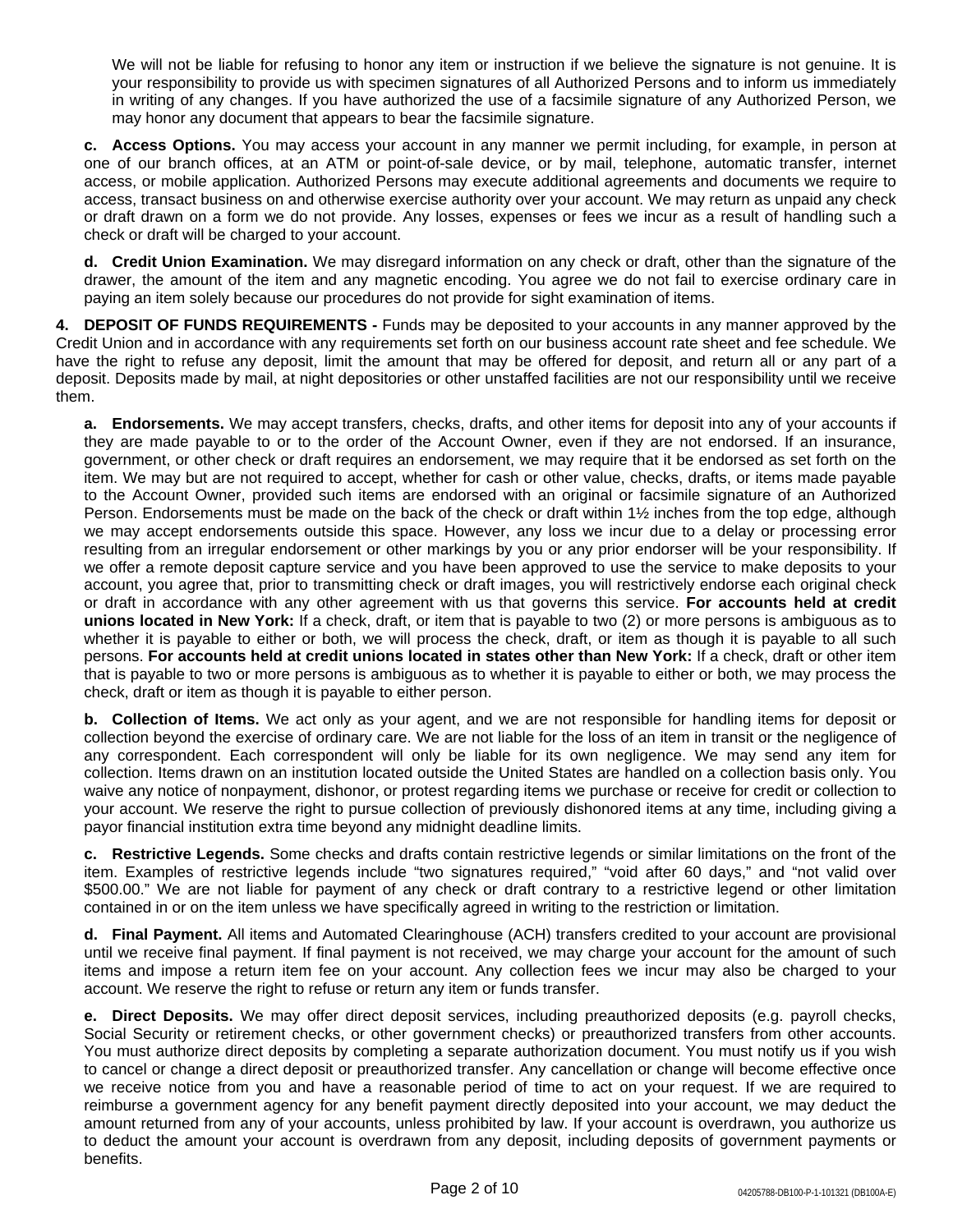We will not be liable for refusing to honor any item or instruction if we believe the signature is not genuine. It is your responsibility to provide us with specimen signatures of all Authorized Persons and to inform us immediately in writing of any changes. If you have authorized the use of a facsimile signature of any Authorized Person, we may honor any document that appears to bear the facsimile signature.

**c. Access Options.** You may access your account in any manner we permit including, for example, in person at one of our branch offices, at an ATM or point-of-sale device, or by mail, telephone, automatic transfer, internet access, or mobile application. Authorized Persons may execute additional agreements and documents we require to access, transact business on and otherwise exercise authority over your account. We may return as unpaid any check or draft drawn on a form we do not provide. Any losses, expenses or fees we incur as a result of handling such a check or draft will be charged to your account.

**d. Credit Union Examination.** We may disregard information on any check or draft, other than the signature of the drawer, the amount of the item and any magnetic encoding. You agree we do not fail to exercise ordinary care in paying an item solely because our procedures do not provide for sight examination of items.

**4. DEPOSIT OF FUNDS REQUIREMENTS -** Funds may be deposited to your accounts in any manner approved by the Credit Union and in accordance with any requirements set forth on our business account rate sheet and fee schedule. We have the right to refuse any deposit, limit the amount that may be offered for deposit, and return all or any part of a deposit. Deposits made by mail, at night depositories or other unstaffed facilities are not our responsibility until we receive them.

**a. Endorsements.** We may accept transfers, checks, drafts, and other items for deposit into any of your accounts if they are made payable to or to the order of the Account Owner, even if they are not endorsed. If an insurance, government, or other check or draft requires an endorsement, we may require that it be endorsed as set forth on the item. We may but are not required to accept, whether for cash or other value, checks, drafts, or items made payable to the Account Owner, provided such items are endorsed with an original or facsimile signature of an Authorized Person. Endorsements must be made on the back of the check or draft within 1½ inches from the top edge, although we may accept endorsements outside this space. However, any loss we incur due to a delay or processing error resulting from an irregular endorsement or other markings by you or any prior endorser will be your responsibility. If we offer a remote deposit capture service and you have been approved to use the service to make deposits to your account, you agree that, prior to transmitting check or draft images, you will restrictively endorse each original check or draft in accordance with any other agreement with us that governs this service. **For accounts held at credit unions located in New York:** If a check, draft, or item that is payable to two (2) or more persons is ambiguous as to whether it is payable to either or both, we will process the check, draft, or item as though it is payable to all such persons. **For accounts held at credit unions located in states other than New York:** If a check, draft or other item that is payable to two or more persons is ambiguous as to whether it is payable to either or both, we may process the check, draft or item as though it is payable to either person.

**b. Collection of Items.** We act only as your agent, and we are not responsible for handling items for deposit or collection beyond the exercise of ordinary care. We are not liable for the loss of an item in transit or the negligence of any correspondent. Each correspondent will only be liable for its own negligence. We may send any item for collection. Items drawn on an institution located outside the United States are handled on a collection basis only. You waive any notice of nonpayment, dishonor, or protest regarding items we purchase or receive for credit or collection to your account. We reserve the right to pursue collection of previously dishonored items at any time, including giving a payor financial institution extra time beyond any midnight deadline limits.

**c. Restrictive Legends.** Some checks and drafts contain restrictive legends or similar limitations on the front of the item. Examples of restrictive legends include "two signatures required," "void after 60 days," and "not valid over $500.00." We are not liable for payment of any check or draft contrary to a restrictive legend or other limitation contained in or on the item unless we have specifically agreed in writing to the restriction or limitation.

**d. Final Payment.** All items and Automated Clearinghouse (ACH) transfers credited to your account are provisional until we receive final payment. If final payment is not received, we may charge your account for the amount of such items and impose a return item fee on your account. Any collection fees we incur may also be charged to your account. We reserve the right to refuse or return any item or funds transfer.

**e. Direct Deposits.** We may offer direct deposit services, including preauthorized deposits (e.g. payroll checks, Social Security or retirement checks, or other government checks) or preauthorized transfers from other accounts. You must authorize direct deposits by completing a separate authorization document. You must notify us if you wish to cancel or change a direct deposit or preauthorized transfer. Any cancellation or change will become effective once we receive notice from you and have a reasonable period of time to act on your request. If we are required to reimburse a government agency for any benefit payment directly deposited into your account, we may deduct the amount returned from any of your accounts, unless prohibited by law. If your account is overdrawn, you authorize us to deduct the amount your account is overdrawn from any deposit, including deposits of government payments or benefits.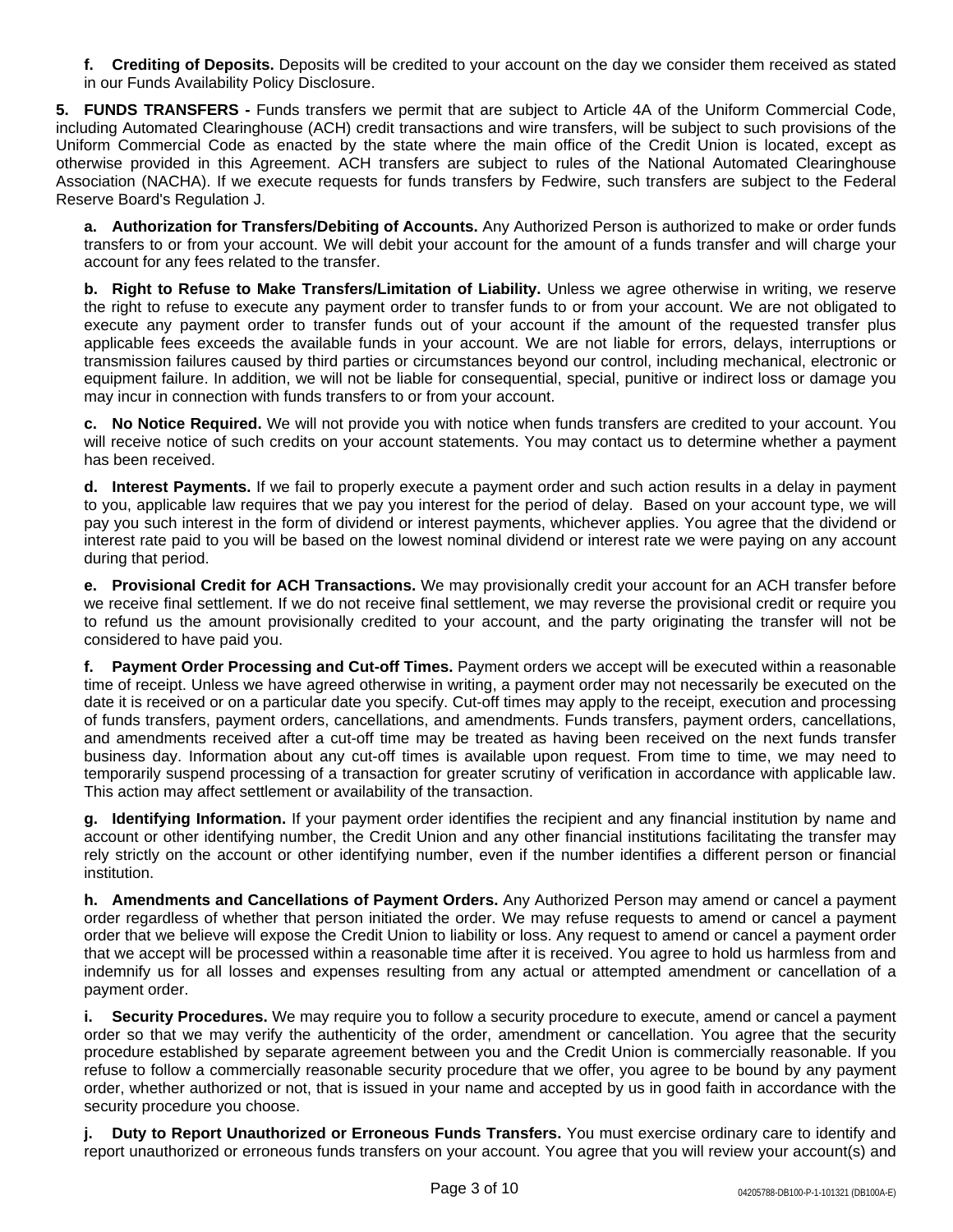**f. Crediting of Deposits.** Deposits will be credited to your account on the day we consider them received as stated in our Funds Availability Policy Disclosure.

**5. FUNDS TRANSFERS -** Funds transfers we permit that are subject to Article 4A of the Uniform Commercial Code, including Automated Clearinghouse (ACH) credit transactions and wire transfers, will be subject to such provisions of the Uniform Commercial Code as enacted by the state where the main office of the Credit Union is located, except as otherwise provided in this Agreement. ACH transfers are subject to rules of the National Automated Clearinghouse Association (NACHA). If we execute requests for funds transfers by Fedwire, such transfers are subject to the Federal Reserve Board's Regulation J.

**a. Authorization for Transfers/Debiting of Accounts.** Any Authorized Person is authorized to make or order funds transfers to or from your account. We will debit your account for the amount of a funds transfer and will charge your account for any fees related to the transfer.

**b. Right to Refuse to Make Transfers/Limitation of Liability.** Unless we agree otherwise in writing, we reserve the right to refuse to execute any payment order to transfer funds to or from your account. We are not obligated to execute any payment order to transfer funds out of your account if the amount of the requested transfer plus applicable fees exceeds the available funds in your account. We are not liable for errors, delays, interruptions or transmission failures caused by third parties or circumstances beyond our control, including mechanical, electronic or equipment failure. In addition, we will not be liable for consequential, special, punitive or indirect loss or damage you may incur in connection with funds transfers to or from your account.

**c. No Notice Required.** We will not provide you with notice when funds transfers are credited to your account. You will receive notice of such credits on your account statements. You may contact us to determine whether a payment has been received.

**d. Interest Payments.** If we fail to properly execute a payment order and such action results in a delay in payment to you, applicable law requires that we pay you interest for the period of delay. Based on your account type, we will pay you such interest in the form of dividend or interest payments, whichever applies. You agree that the dividend or interest rate paid to you will be based on the lowest nominal dividend or interest rate we were paying on any account during that period.

**e. Provisional Credit for ACH Transactions.** We may provisionally credit your account for an ACH transfer before we receive final settlement. If we do not receive final settlement, we may reverse the provisional credit or require you to refund us the amount provisionally credited to your account, and the party originating the transfer will not be considered to have paid you.

**f. Payment Order Processing and Cut-off Times.** Payment orders we accept will be executed within a reasonable time of receipt. Unless we have agreed otherwise in writing, a payment order may not necessarily be executed on the date it is received or on a particular date you specify. Cut-off times may apply to the receipt, execution and processing of funds transfers, payment orders, cancellations, and amendments. Funds transfers, payment orders, cancellations, and amendments received after a cut-off time may be treated as having been received on the next funds transfer business day. Information about any cut-off times is available upon request. From time to time, we may need to temporarily suspend processing of a transaction for greater scrutiny of verification in accordance with applicable law. This action may affect settlement or availability of the transaction.

**g. Identifying Information.** If your payment order identifies the recipient and any financial institution by name and account or other identifying number, the Credit Union and any other financial institutions facilitating the transfer may rely strictly on the account or other identifying number, even if the number identifies a different person or financial institution.

**h. Amendments and Cancellations of Payment Orders.** Any Authorized Person may amend or cancel a payment order regardless of whether that person initiated the order. We may refuse requests to amend or cancel a payment order that we believe will expose the Credit Union to liability or loss. Any request to amend or cancel a payment order that we accept will be processed within a reasonable time after it is received. You agree to hold us harmless from and indemnify us for all losses and expenses resulting from any actual or attempted amendment or cancellation of a payment order.

**i. Security Procedures.** We may require you to follow a security procedure to execute, amend or cancel a payment order so that we may verify the authenticity of the order, amendment or cancellation. You agree that the security procedure established by separate agreement between you and the Credit Union is commercially reasonable. If you refuse to follow a commercially reasonable security procedure that we offer, you agree to be bound by any payment order, whether authorized or not, that is issued in your name and accepted by us in good faith in accordance with the security procedure you choose.

**j. Duty to Report Unauthorized or Erroneous Funds Transfers.** You must exercise ordinary care to identify and report unauthorized or erroneous funds transfers on your account. You agree that you will review your account(s) and

04205788-DB100-P-1-101321 (DB100A-E)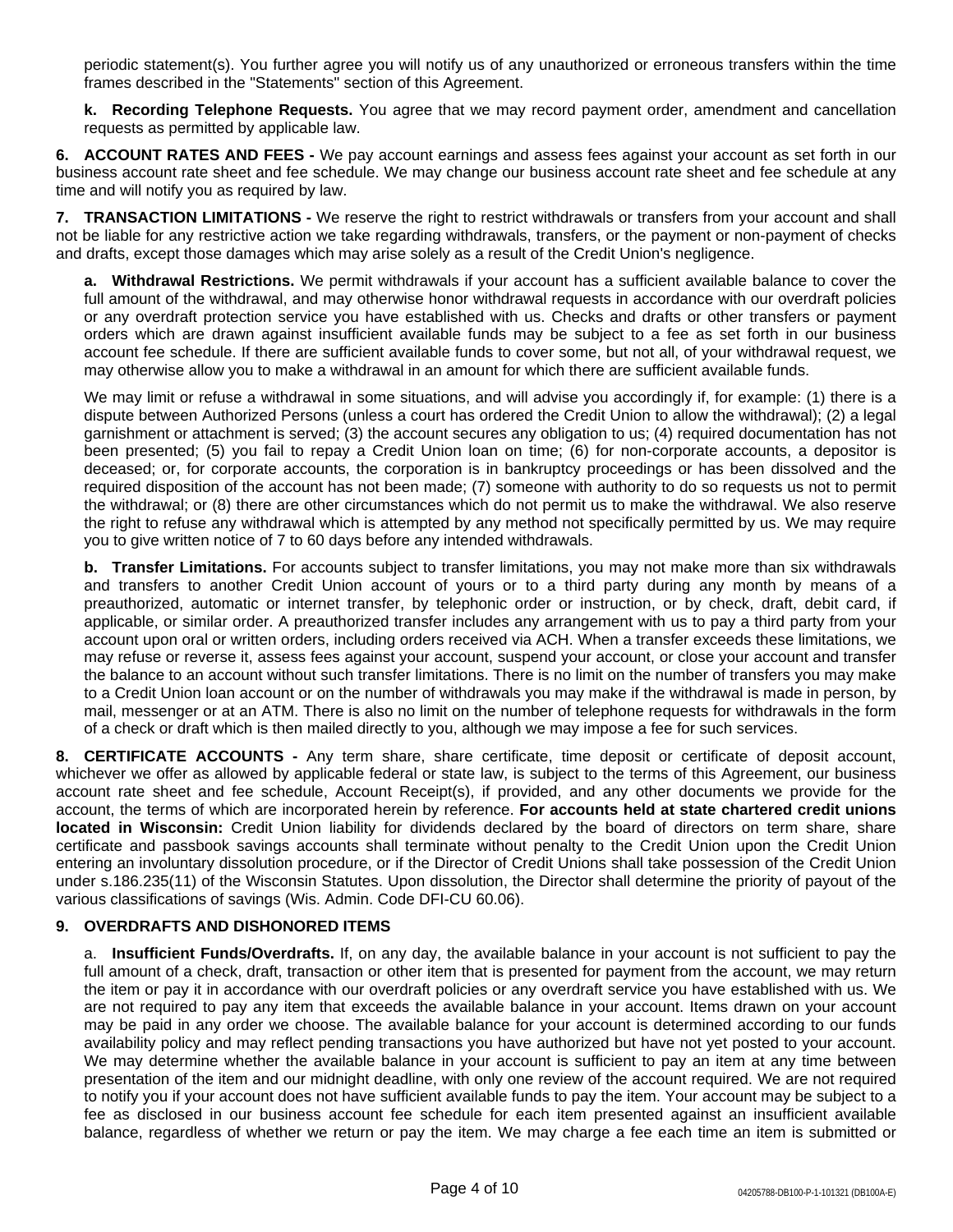periodic statement(s). You further agree you will notify us of any unauthorized or erroneous transfers within the time frames described in the "Statements" section of this Agreement.

**k. Recording Telephone Requests.** You agree that we may record payment order, amendment and cancellation requests as permitted by applicable law.

**6. ACCOUNT RATES AND FEES -** We pay account earnings and assess fees against your account as set forth in our business account rate sheet and fee schedule. We may change our business account rate sheet and fee schedule at any time and will notify you as required by law.

**7. TRANSACTION LIMITATIONS -** We reserve the right to restrict withdrawals or transfers from your account and shall not be liable for any restrictive action we take regarding withdrawals, transfers, or the payment or non-payment of checks and drafts, except those damages which may arise solely as a result of the Credit Union's negligence.

**a. Withdrawal Restrictions.** We permit withdrawals if your account has a sufficient available balance to cover the full amount of the withdrawal, and may otherwise honor withdrawal requests in accordance with our overdraft policies or any overdraft protection service you have established with us. Checks and drafts or other transfers or payment orders which are drawn against insufficient available funds may be subject to a fee as set forth in our business account fee schedule. If there are sufficient available funds to cover some, but not all, of your withdrawal request, we may otherwise allow you to make a withdrawal in an amount for which there are sufficient available funds.

We may limit or refuse a withdrawal in some situations, and will advise you accordingly if, for example: (1) there is a dispute between Authorized Persons (unless a court has ordered the Credit Union to allow the withdrawal); (2) a legal garnishment or attachment is served; (3) the account secures any obligation to us; (4) required documentation has not been presented; (5) you fail to repay a Credit Union loan on time; (6) for non-corporate accounts, a depositor is deceased; or, for corporate accounts, the corporation is in bankruptcy proceedings or has been dissolved and the required disposition of the account has not been made; (7) someone with authority to do so requests us not to permit the withdrawal; or (8) there are other circumstances which do not permit us to make the withdrawal. We also reserve the right to refuse any withdrawal which is attempted by any method not specifically permitted by us. We may require you to give written notice of 7 to 60 days before any intended withdrawals.

**b. Transfer Limitations.** For accounts subject to transfer limitations, you may not make more than six withdrawals and transfers to another Credit Union account of yours or to a third party during any month by means of a preauthorized, automatic or internet transfer, by telephonic order or instruction, or by check, draft, debit card, if applicable, or similar order. A preauthorized transfer includes any arrangement with us to pay a third party from your account upon oral or written orders, including orders received via ACH. When a transfer exceeds these limitations, we may refuse or reverse it, assess fees against your account, suspend your account, or close your account and transfer the balance to an account without such transfer limitations. There is no limit on the number of transfers you may make to a Credit Union loan account or on the number of withdrawals you may make if the withdrawal is made in person, by mail, messenger or at an ATM. There is also no limit on the number of telephone requests for withdrawals in the form of a check or draft which is then mailed directly to you, although we may impose a fee for such services.

**8. CERTIFICATE ACCOUNTS -** Any term share, share certificate, time deposit or certificate of deposit account, whichever we offer as allowed by applicable federal or state law, is subject to the terms of this Agreement, our business account rate sheet and fee schedule, Account Receipt(s), if provided, and any other documents we provide for the account, the terms of which are incorporated herein by reference. **For accounts held at state chartered credit unions located in Wisconsin:** Credit Union liability for dividends declared by the board of directors on term share, share certificate and passbook savings accounts shall terminate without penalty to the Credit Union upon the Credit Union entering an involuntary dissolution procedure, or if the Director of Credit Unions shall take possession of the Credit Union under s.186.235(11) of the Wisconsin Statutes. Upon dissolution, the Director shall determine the priority of payout of the various classifications of savings (Wis. Admin. Code DFI-CU 60.06).

**9. OVERDRAFTS AND DISHONORED ITEMS**

a. **Insufficient Funds/Overdrafts.** If, on any day, the available balance in your account is not sufficient to pay the full amount of a check, draft, transaction or other item that is presented for payment from the account, we may return the item or pay it in accordance with our overdraft policies or any overdraft service you have established with us. We are not required to pay any item that exceeds the available balance in your account. Items drawn on your account may be paid in any order we choose. The available balance for your account is determined according to our funds availability policy and may reflect pending transactions you have authorized but have not yet posted to your account. We may determine whether the available balance in your account is sufficient to pay an item at any time between presentation of the item and our midnight deadline, with only one review of the account required. We are not required to notify you if your account does not have sufficient available funds to pay the item. Your account may be subject to a fee as disclosed in our business account fee schedule for each item presented against an insufficient available balance, regardless of whether we return or pay the item. We may charge a fee each time an item is submitted or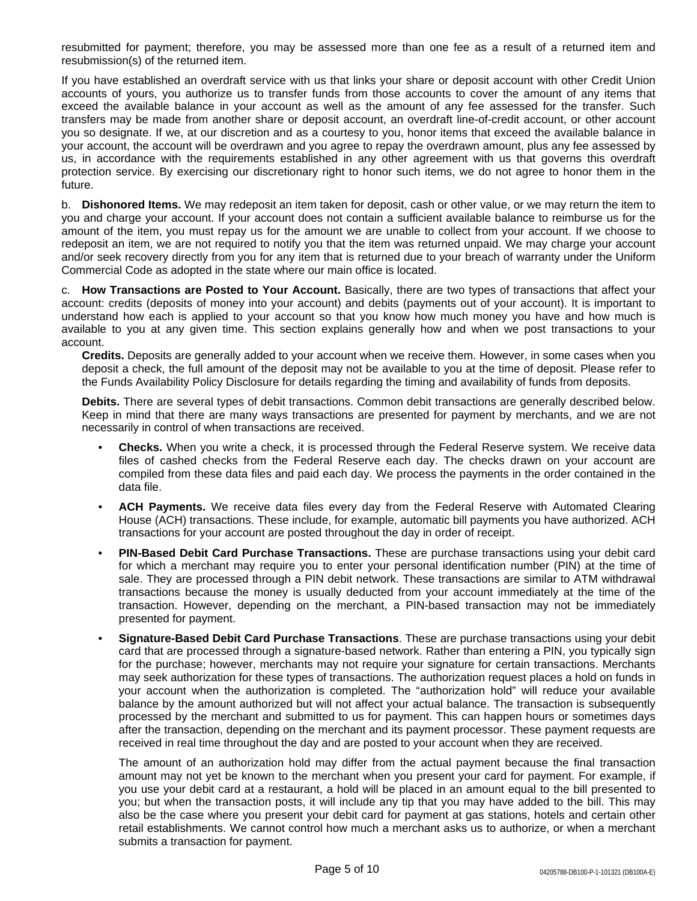resubmitted for payment; therefore, you may be assessed more than one fee as a result of a returned item and resubmission(s) of the returned item.

If you have established an overdraft service with us that links your share or deposit account with other Credit Union accounts of yours, you authorize us to transfer funds from those accounts to cover the amount of any items that exceed the available balance in your account as well as the amount of any fee assessed for the transfer. Such transfers may be made from another share or deposit account, an overdraft line-of-credit account, or other account you so designate. If we, at our discretion and as a courtesy to you, honor items that exceed the available balance in your account, the account will be overdrawn and you agree to repay the overdrawn amount, plus any fee assessed by us, in accordance with the requirements established in any other agreement with us that governs this overdraft protection service. By exercising our discretionary right to honor such items, we do not agree to honor them in the future.

b. **Dishonored Items.** We may redeposit an item taken for deposit, cash or other value, or we may return the item to you and charge your account. If your account does not contain a sufficient available balance to reimburse us for the amount of the item, you must repay us for the amount we are unable to collect from your account. If we choose to redeposit an item, we are not required to notify you that the item was returned unpaid. We may charge your account and/or seek recovery directly from you for any item that is returned due to your breach of warranty under the Uniform Commercial Code as adopted in the state where our main office is located.

c. **How Transactions are Posted to Your Account.** Basically, there are two types of transactions that affect your account: credits (deposits of money into your account) and debits (payments out of your account). It is important to understand how each is applied to your account so that you know how much money you have and how much is available to you at any given time. This section explains generally how and when we post transactions to your account.

**Credits.** Deposits are generally added to your account when we receive them. However, in some cases when you deposit a check, the full amount of the deposit may not be available to you at the time of deposit. Please refer to the Funds Availability Policy Disclosure for details regarding the timing and availability of funds from deposits.

**Debits.** There are several types of debit transactions. Common debit transactions are generally described below. Keep in mind that there are many ways transactions are presented for payment by merchants, and we are not necessarily in control of when transactions are received.

- **Checks.** When you write a check, it is processed through the Federal Reserve system. We receive data files of cashed checks from the Federal Reserve each day. The checks drawn on your account are compiled from these data files and paid each day. We process the payments in the order contained in the data file.
- **ACH Payments.** We receive data files every day from the Federal Reserve with Automated Clearing House (ACH) transactions. These include, for example, automatic bill payments you have authorized. ACH transactions for your account are posted throughout the day in order of receipt.
- **PIN-Based Debit Card Purchase Transactions.** These are purchase transactions using your debit card for which a merchant may require you to enter your personal identification number (PIN) at the time of sale. They are processed through a PIN debit network. These transactions are similar to ATM withdrawal transactions because the money is usually deducted from your account immediately at the time of the transaction. However, depending on the merchant, a PIN-based transaction may not be immediately presented for payment.
- **Signature-Based Debit Card Purchase Transactions**. These are purchase transactions using your debit card that are processed through a signature-based network. Rather than entering a PIN, you typically sign for the purchase; however, merchants may not require your signature for certain transactions. Merchants may seek authorization for these types of transactions. The authorization request places a hold on funds in your account when the authorization is completed. The "authorization hold" will reduce your available balance by the amount authorized but will not affect your actual balance. The transaction is subsequently processed by the merchant and submitted to us for payment. This can happen hours or sometimes days after the transaction, depending on the merchant and its payment processor. These payment requests are received in real time throughout the day and are posted to your account when they are received.

  The amount of an authorization hold may differ from the actual payment because the final transaction amount may not yet be known to the merchant when you present your card for payment. For example, if you use your debit card at a restaurant, a hold will be placed in an amount equal to the bill presented to you; but when the transaction posts, it will include any tip that you may have added to the bill. This may also be the case where you present your debit card for payment at gas stations, hotels and certain other retail establishments. We cannot control how much a merchant asks us to authorize, or when a merchant submits a transaction for payment.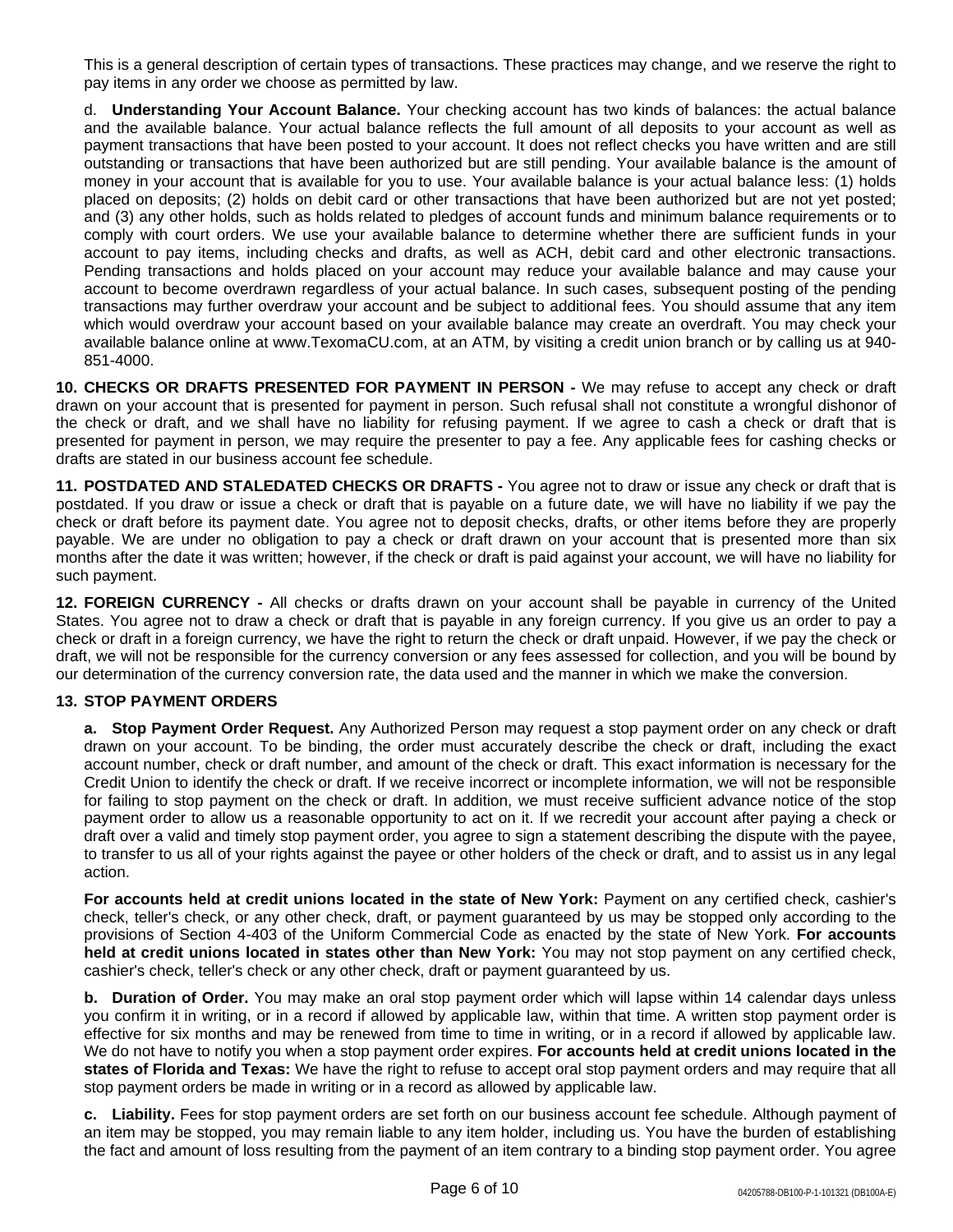This is a general description of certain types of transactions. These practices may change, and we reserve the right to pay items in any order we choose as permitted by law.

d. **Understanding Your Account Balance.** Your checking account has two kinds of balances: the actual balance and the available balance. Your actual balance reflects the full amount of all deposits to your account as well as payment transactions that have been posted to your account. It does not reflect checks you have written and are still outstanding or transactions that have been authorized but are still pending. Your available balance is the amount of money in your account that is available for you to use. Your available balance is your actual balance less: (1) holds placed on deposits; (2) holds on debit card or other transactions that have been authorized but are not yet posted; and (3) any other holds, such as holds related to pledges of account funds and minimum balance requirements or to comply with court orders. We use your available balance to determine whether there are sufficient funds in your account to pay items, including checks and drafts, as well as ACH, debit card and other electronic transactions. Pending transactions and holds placed on your account may reduce your available balance and may cause your account to become overdrawn regardless of your actual balance. In such cases, subsequent posting of the pending transactions may further overdraw your account and be subject to additional fees. You should assume that any item which would overdraw your account based on your available balance may create an overdraft. You may check your available balance online at www.TexomaCU.com, at an ATM, by visiting a credit union branch or by calling us at 940-851-4000.

**10. CHECKS OR DRAFTS PRESENTED FOR PAYMENT IN PERSON -** We may refuse to accept any check or draft drawn on your account that is presented for payment in person. Such refusal shall not constitute a wrongful dishonor of the check or draft, and we shall have no liability for refusing payment. If we agree to cash a check or draft that is presented for payment in person, we may require the presenter to pay a fee. Any applicable fees for cashing checks or drafts are stated in our business account fee schedule.

**11. POSTDATED AND STALEDATED CHECKS OR DRAFTS -** You agree not to draw or issue any check or draft that is postdated. If you draw or issue a check or draft that is payable on a future date, we will have no liability if we pay the check or draft before its payment date. You agree not to deposit checks, drafts, or other items before they are properly payable. We are under no obligation to pay a check or draft drawn on your account that is presented more than six months after the date it was written; however, if the check or draft is paid against your account, we will have no liability for such payment.

**12. FOREIGN CURRENCY -** All checks or drafts drawn on your account shall be payable in currency of the United States. You agree not to draw a check or draft that is payable in any foreign currency. If you give us an order to pay a check or draft in a foreign currency, we have the right to return the check or draft unpaid. However, if we pay the check or draft, we will not be responsible for the currency conversion or any fees assessed for collection, and you will be bound by our determination of the currency conversion rate, the data used and the manner in which we make the conversion.

**13. STOP PAYMENT ORDERS**

**a. Stop Payment Order Request.** Any Authorized Person may request a stop payment order on any check or draft drawn on your account. To be binding, the order must accurately describe the check or draft, including the exact account number, check or draft number, and amount of the check or draft. This exact information is necessary for the Credit Union to identify the check or draft. If we receive incorrect or incomplete information, we will not be responsible for failing to stop payment on the check or draft. In addition, we must receive sufficient advance notice of the stop payment order to allow us a reasonable opportunity to act on it. If we recredit your account after paying a check or draft over a valid and timely stop payment order, you agree to sign a statement describing the dispute with the payee, to transfer to us all of your rights against the payee or other holders of the check or draft, and to assist us in any legal action.

**For accounts held at credit unions located in the state of New York:** Payment on any certified check, cashier's check, teller's check, or any other check, draft, or payment guaranteed by us may be stopped only according to the provisions of Section 4-403 of the Uniform Commercial Code as enacted by the state of New York. **For accounts held at credit unions located in states other than New York:** You may not stop payment on any certified check, cashier's check, teller's check or any other check, draft or payment guaranteed by us.

**b. Duration of Order.** You may make an oral stop payment order which will lapse within 14 calendar days unless you confirm it in writing, or in a record if allowed by applicable law, within that time. A written stop payment order is effective for six months and may be renewed from time to time in writing, or in a record if allowed by applicable law. We do not have to notify you when a stop payment order expires. **For accounts held at credit unions located in the states of Florida and Texas:** We have the right to refuse to accept oral stop payment orders and may require that all stop payment orders be made in writing or in a record as allowed by applicable law.

**c. Liability.** Fees for stop payment orders are set forth on our business account fee schedule. Although payment of an item may be stopped, you may remain liable to any item holder, including us. You have the burden of establishing the fact and amount of loss resulting from the payment of an item contrary to a binding stop payment order. You agree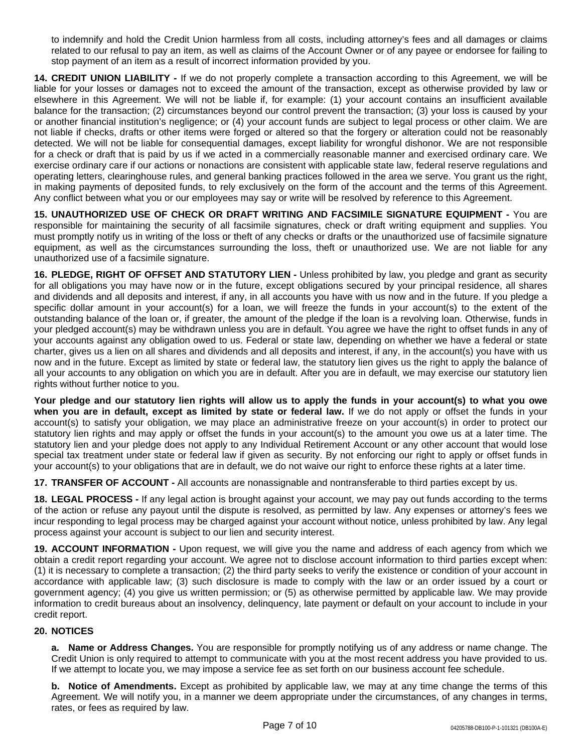to indemnify and hold the Credit Union harmless from all costs, including attorney's fees and all damages or claims related to our refusal to pay an item, as well as claims of the Account Owner or of any payee or endorsee for failing to stop payment of an item as a result of incorrect information provided by you.

**14. CREDIT UNION LIABILITY -** If we do not properly complete a transaction according to this Agreement, we will be liable for your losses or damages not to exceed the amount of the transaction, except as otherwise provided by law or elsewhere in this Agreement. We will not be liable if, for example: (1) your account contains an insufficient available balance for the transaction; (2) circumstances beyond our control prevent the transaction; (3) your loss is caused by your or another financial institution's negligence; or (4) your account funds are subject to legal process or other claim. We are not liable if checks, drafts or other items were forged or altered so that the forgery or alteration could not be reasonably detected. We will not be liable for consequential damages, except liability for wrongful dishonor. We are not responsible for a check or draft that is paid by us if we acted in a commercially reasonable manner and exercised ordinary care. We exercise ordinary care if our actions or nonactions are consistent with applicable state law, federal reserve regulations and operating letters, clearinghouse rules, and general banking practices followed in the area we serve. You grant us the right, in making payments of deposited funds, to rely exclusively on the form of the account and the terms of this Agreement. Any conflict between what you or our employees may say or write will be resolved by reference to this Agreement.

**15. UNAUTHORIZED USE OF CHECK OR DRAFT WRITING AND FACSIMILE SIGNATURE EQUIPMENT -** You are responsible for maintaining the security of all facsimile signatures, check or draft writing equipment and supplies. You must promptly notify us in writing of the loss or theft of any checks or drafts or the unauthorized use of facsimile signature equipment, as well as the circumstances surrounding the loss, theft or unauthorized use. We are not liable for any unauthorized use of a facsimile signature.

**16. PLEDGE, RIGHT OF OFFSET AND STATUTORY LIEN -** Unless prohibited by law, you pledge and grant as security for all obligations you may have now or in the future, except obligations secured by your principal residence, all shares and dividends and all deposits and interest, if any, in all accounts you have with us now and in the future. If you pledge a specific dollar amount in your account(s) for a loan, we will freeze the funds in your account(s) to the extent of the outstanding balance of the loan or, if greater, the amount of the pledge if the loan is a revolving loan. Otherwise, funds in your pledged account(s) may be withdrawn unless you are in default. You agree we have the right to offset funds in any of your accounts against any obligation owed to us. Federal or state law, depending on whether we have a federal or state charter, gives us a lien on all shares and dividends and all deposits and interest, if any, in the account(s) you have with us now and in the future. Except as limited by state or federal law, the statutory lien gives us the right to apply the balance of all your accounts to any obligation on which you are in default. After you are in default, we may exercise our statutory lien rights without further notice to you.

**Your pledge and our statutory lien rights will allow us to apply the funds in your account(s) to what you owe when you are in default, except as limited by state or federal law.** If we do not apply or offset the funds in your account(s) to satisfy your obligation, we may place an administrative freeze on your account(s) in order to protect our statutory lien rights and may apply or offset the funds in your account(s) to the amount you owe us at a later time. The statutory lien and your pledge does not apply to any Individual Retirement Account or any other account that would lose special tax treatment under state or federal law if given as security. By not enforcing our right to apply or offset funds in your account(s) to your obligations that are in default, we do not waive our right to enforce these rights at a later time.

**17. TRANSFER OF ACCOUNT -** All accounts are nonassignable and nontransferable to third parties except by us.

**18. LEGAL PROCESS -** If any legal action is brought against your account, we may pay out funds according to the terms of the action or refuse any payout until the dispute is resolved, as permitted by law. Any expenses or attorney's fees we incur responding to legal process may be charged against your account without notice, unless prohibited by law. Any legal process against your account is subject to our lien and security interest.

**19. ACCOUNT INFORMATION -** Upon request, we will give you the name and address of each agency from which we obtain a credit report regarding your account. We agree not to disclose account information to third parties except when: (1) it is necessary to complete a transaction; (2) the third party seeks to verify the existence or condition of your account in accordance with applicable law; (3) such disclosure is made to comply with the law or an order issued by a court or government agency; (4) you give us written permission; or (5) as otherwise permitted by applicable law. We may provide information to credit bureaus about an insolvency, delinquency, late payment or default on your account to include in your credit report.

**20. NOTICES**

**a. Name or Address Changes.** You are responsible for promptly notifying us of any address or name change. The Credit Union is only required to attempt to communicate with you at the most recent address you have provided to us. If we attempt to locate you, we may impose a service fee as set forth on our business account fee schedule.

**b. Notice of Amendments.** Except as prohibited by applicable law, we may at any time change the terms of this Agreement. We will notify you, in a manner we deem appropriate under the circumstances, of any changes in terms, rates, or fees as required by law.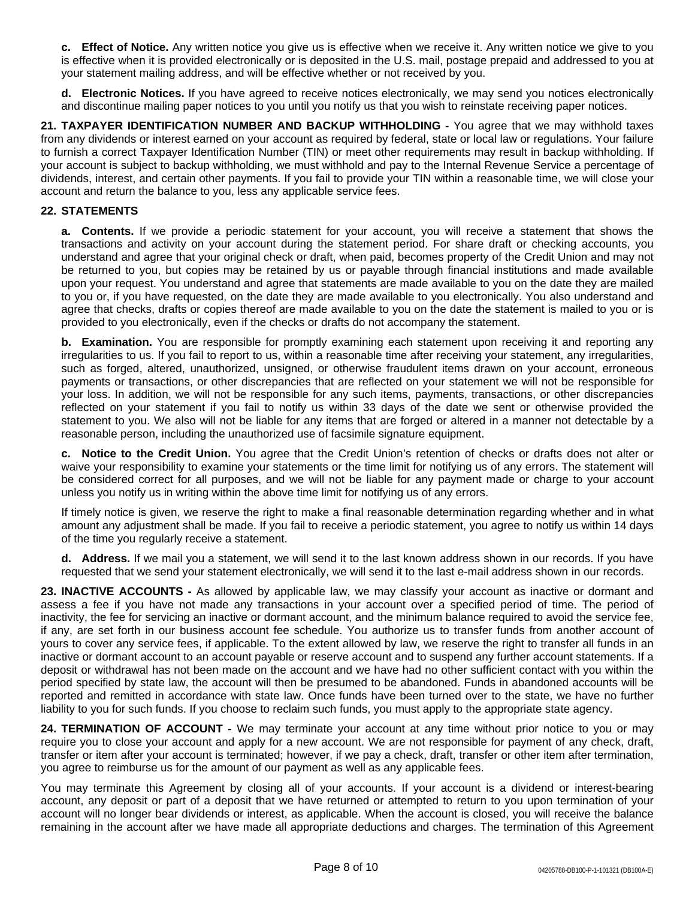**c. Effect of Notice.** Any written notice you give us is effective when we receive it. Any written notice we give to you is effective when it is provided electronically or is deposited in the U.S. mail, postage prepaid and addressed to you at your statement mailing address, and will be effective whether or not received by you.

**d. Electronic Notices.** If you have agreed to receive notices electronically, we may send you notices electronically and discontinue mailing paper notices to you until you notify us that you wish to reinstate receiving paper notices.

**21. TAXPAYER IDENTIFICATION NUMBER AND BACKUP WITHHOLDING -** You agree that we may withhold taxes from any dividends or interest earned on your account as required by federal, state or local law or regulations. Your failure to furnish a correct Taxpayer Identification Number (TIN) or meet other requirements may result in backup withholding. If your account is subject to backup withholding, we must withhold and pay to the Internal Revenue Service a percentage of dividends, interest, and certain other payments. If you fail to provide your TIN within a reasonable time, we will close your account and return the balance to you, less any applicable service fees.

**22. STATEMENTS**

**a. Contents.** If we provide a periodic statement for your account, you will receive a statement that shows the transactions and activity on your account during the statement period. For share draft or checking accounts, you understand and agree that your original check or draft, when paid, becomes property of the Credit Union and may not be returned to you, but copies may be retained by us or payable through financial institutions and made available upon your request. You understand and agree that statements are made available to you on the date they are mailed to you or, if you have requested, on the date they are made available to you electronically. You also understand and agree that checks, drafts or copies thereof are made available to you on the date the statement is mailed to you or is provided to you electronically, even if the checks or drafts do not accompany the statement.

**b. Examination.** You are responsible for promptly examining each statement upon receiving it and reporting any irregularities to us. If you fail to report to us, within a reasonable time after receiving your statement, any irregularities, such as forged, altered, unauthorized, unsigned, or otherwise fraudulent items drawn on your account, erroneous payments or transactions, or other discrepancies that are reflected on your statement we will not be responsible for your loss. In addition, we will not be responsible for any such items, payments, transactions, or other discrepancies reflected on your statement if you fail to notify us within 33 days of the date we sent or otherwise provided the statement to you. We also will not be liable for any items that are forged or altered in a manner not detectable by a reasonable person, including the unauthorized use of facsimile signature equipment.

**c. Notice to the Credit Union.** You agree that the Credit Union's retention of checks or drafts does not alter or waive your responsibility to examine your statements or the time limit for notifying us of any errors. The statement will be considered correct for all purposes, and we will not be liable for any payment made or charge to your account unless you notify us in writing within the above time limit for notifying us of any errors.

If timely notice is given, we reserve the right to make a final reasonable determination regarding whether and in what amount any adjustment shall be made. If you fail to receive a periodic statement, you agree to notify us within 14 days of the time you regularly receive a statement.

**d. Address.** If we mail you a statement, we will send it to the last known address shown in our records. If you have requested that we send your statement electronically, we will send it to the last e-mail address shown in our records.

**23. INACTIVE ACCOUNTS -** As allowed by applicable law, we may classify your account as inactive or dormant and assess a fee if you have not made any transactions in your account over a specified period of time. The period of inactivity, the fee for servicing an inactive or dormant account, and the minimum balance required to avoid the service fee, if any, are set forth in our business account fee schedule. You authorize us to transfer funds from another account of yours to cover any service fees, if applicable. To the extent allowed by law, we reserve the right to transfer all funds in an inactive or dormant account to an account payable or reserve account and to suspend any further account statements. If a deposit or withdrawal has not been made on the account and we have had no other sufficient contact with you within the period specified by state law, the account will then be presumed to be abandoned. Funds in abandoned accounts will be reported and remitted in accordance with state law. Once funds have been turned over to the state, we have no further liability to you for such funds. If you choose to reclaim such funds, you must apply to the appropriate state agency.

**24. TERMINATION OF ACCOUNT -** We may terminate your account at any time without prior notice to you or may require you to close your account and apply for a new account. We are not responsible for payment of any check, draft, transfer or item after your account is terminated; however, if we pay a check, draft, transfer or other item after termination, you agree to reimburse us for the amount of our payment as well as any applicable fees.

You may terminate this Agreement by closing all of your accounts. If your account is a dividend or interest-bearing account, any deposit or part of a deposit that we have returned or attempted to return to you upon termination of your account will no longer bear dividends or interest, as applicable. When the account is closed, you will receive the balance remaining in the account after we have made all appropriate deductions and charges. The termination of this Agreement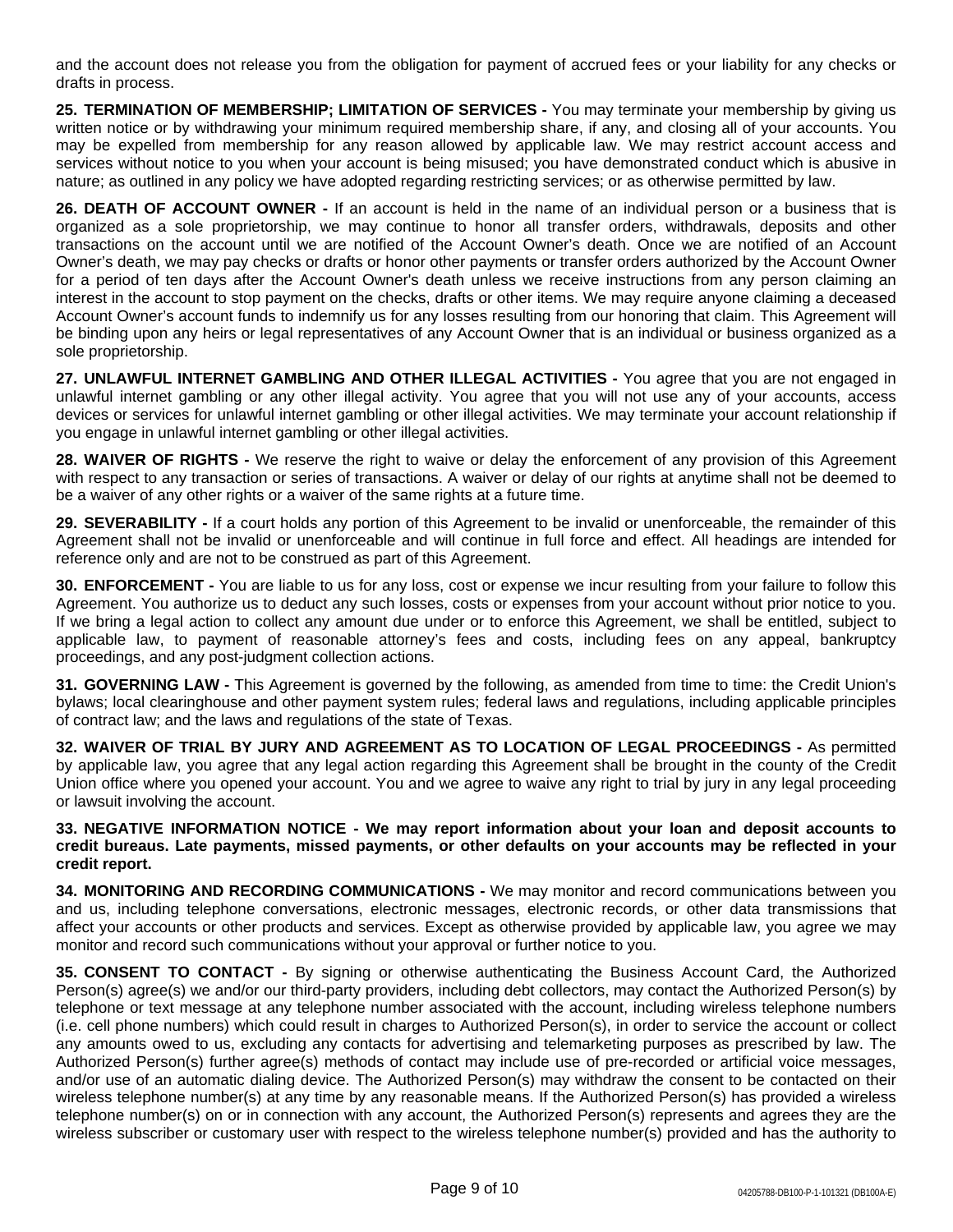and the account does not release you from the obligation for payment of accrued fees or your liability for any checks or drafts in process.

**25. TERMINATION OF MEMBERSHIP; LIMITATION OF SERVICES -** You may terminate your membership by giving us written notice or by withdrawing your minimum required membership share, if any, and closing all of your accounts. You may be expelled from membership for any reason allowed by applicable law. We may restrict account access and services without notice to you when your account is being misused; you have demonstrated conduct which is abusive in nature; as outlined in any policy we have adopted regarding restricting services; or as otherwise permitted by law.

**26. DEATH OF ACCOUNT OWNER -** If an account is held in the name of an individual person or a business that is organized as a sole proprietorship, we may continue to honor all transfer orders, withdrawals, deposits and other transactions on the account until we are notified of the Account Owner's death. Once we are notified of an Account Owner's death, we may pay checks or drafts or honor other payments or transfer orders authorized by the Account Owner for a period of ten days after the Account Owner's death unless we receive instructions from any person claiming an interest in the account to stop payment on the checks, drafts or other items. We may require anyone claiming a deceased Account Owner's account funds to indemnify us for any losses resulting from our honoring that claim. This Agreement will be binding upon any heirs or legal representatives of any Account Owner that is an individual or business organized as a sole proprietorship.

**27. UNLAWFUL INTERNET GAMBLING AND OTHER ILLEGAL ACTIVITIES -** You agree that you are not engaged in unlawful internet gambling or any other illegal activity. You agree that you will not use any of your accounts, access devices or services for unlawful internet gambling or other illegal activities. We may terminate your account relationship if you engage in unlawful internet gambling or other illegal activities.

**28. WAIVER OF RIGHTS -** We reserve the right to waive or delay the enforcement of any provision of this Agreement with respect to any transaction or series of transactions. A waiver or delay of our rights at anytime shall not be deemed to be a waiver of any other rights or a waiver of the same rights at a future time.

**29. SEVERABILITY -** If a court holds any portion of this Agreement to be invalid or unenforceable, the remainder of this Agreement shall not be invalid or unenforceable and will continue in full force and effect. All headings are intended for reference only and are not to be construed as part of this Agreement.

**30. ENFORCEMENT -** You are liable to us for any loss, cost or expense we incur resulting from your failure to follow this Agreement. You authorize us to deduct any such losses, costs or expenses from your account without prior notice to you. If we bring a legal action to collect any amount due under or to enforce this Agreement, we shall be entitled, subject to applicable law, to payment of reasonable attorney's fees and costs, including fees on any appeal, bankruptcy proceedings, and any post-judgment collection actions.

**31. GOVERNING LAW -** This Agreement is governed by the following, as amended from time to time: the Credit Union's bylaws; local clearinghouse and other payment system rules; federal laws and regulations, including applicable principles of contract law; and the laws and regulations of the state of Texas.

**32. WAIVER OF TRIAL BY JURY AND AGREEMENT AS TO LOCATION OF LEGAL PROCEEDINGS -** As permitted by applicable law, you agree that any legal action regarding this Agreement shall be brought in the county of the Credit Union office where you opened your account. You and we agree to waive any right to trial by jury in any legal proceeding or lawsuit involving the account.

**33. NEGATIVE INFORMATION NOTICE - We may report information about your loan and deposit accounts to credit bureaus. Late payments, missed payments, or other defaults on your accounts may be reflected in your credit report.**

**34. MONITORING AND RECORDING COMMUNICATIONS -** We may monitor and record communications between you and us, including telephone conversations, electronic messages, electronic records, or other data transmissions that affect your accounts or other products and services. Except as otherwise provided by applicable law, you agree we may monitor and record such communications without your approval or further notice to you.

**35. CONSENT TO CONTACT -** By signing or otherwise authenticating the Business Account Card, the Authorized Person(s) agree(s) we and/or our third-party providers, including debt collectors, may contact the Authorized Person(s) by telephone or text message at any telephone number associated with the account, including wireless telephone numbers (i.e. cell phone numbers) which could result in charges to Authorized Person(s), in order to service the account or collect any amounts owed to us, excluding any contacts for advertising and telemarketing purposes as prescribed by law. The Authorized Person(s) further agree(s) methods of contact may include use of pre-recorded or artificial voice messages, and/or use of an automatic dialing device. The Authorized Person(s) may withdraw the consent to be contacted on their wireless telephone number(s) at any time by any reasonable means. If the Authorized Person(s) has provided a wireless telephone number(s) on or in connection with any account, the Authorized Person(s) represents and agrees they are the wireless subscriber or customary user with respect to the wireless telephone number(s) provided and has the authority to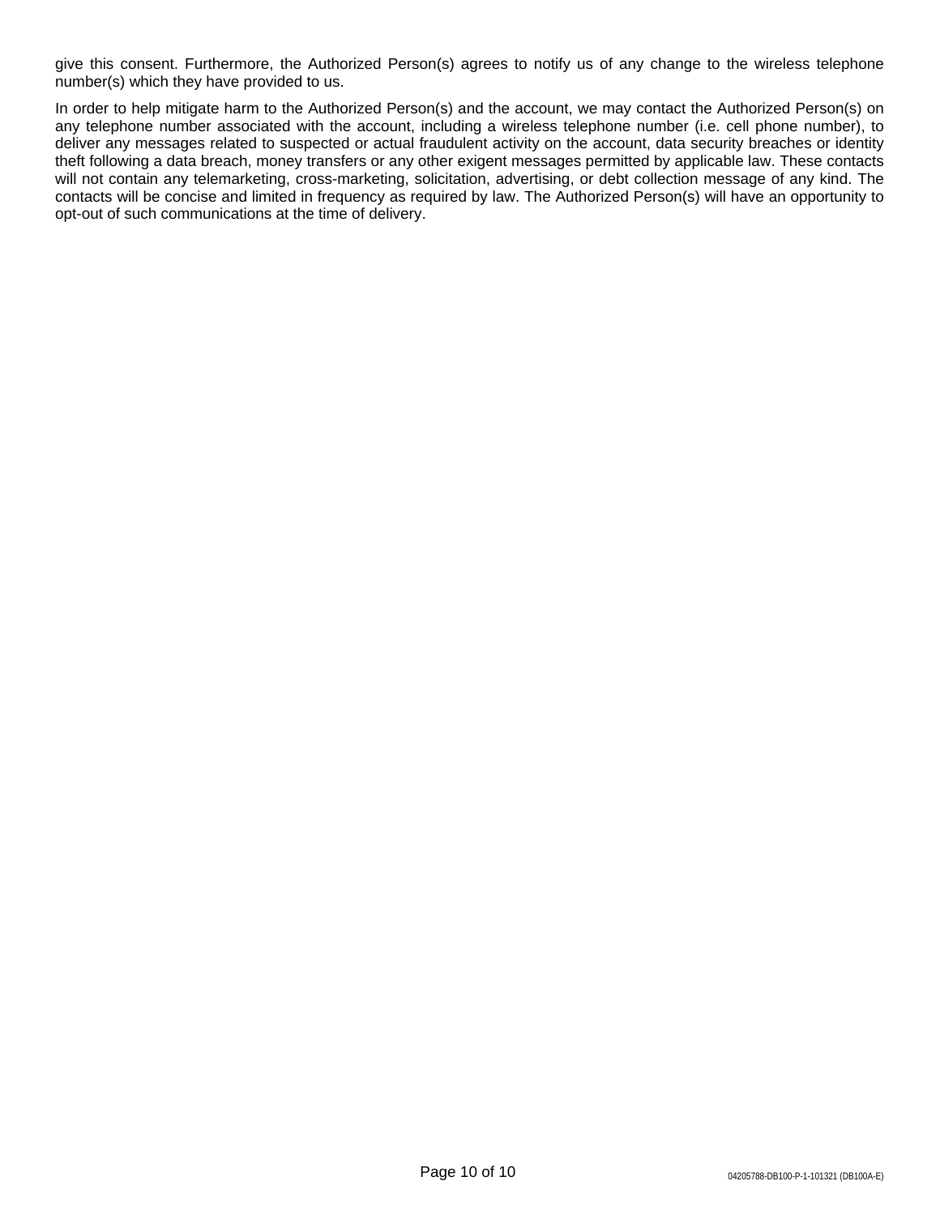give this consent. Furthermore, the Authorized Person(s) agrees to notify us of any change to the wireless telephone number(s) which they have provided to us.

In order to help mitigate harm to the Authorized Person(s) and the account, we may contact the Authorized Person(s) on any telephone number associated with the account, including a wireless telephone number (i.e. cell phone number), to deliver any messages related to suspected or actual fraudulent activity on the account, data security breaches or identity theft following a data breach, money transfers or any other exigent messages permitted by applicable law. These contacts will not contain any telemarketing, cross-marketing, solicitation, advertising, or debt collection message of any kind. The contacts will be concise and limited in frequency as required by law. The Authorized Person(s) will have an opportunity to opt-out of such communications at the time of delivery.